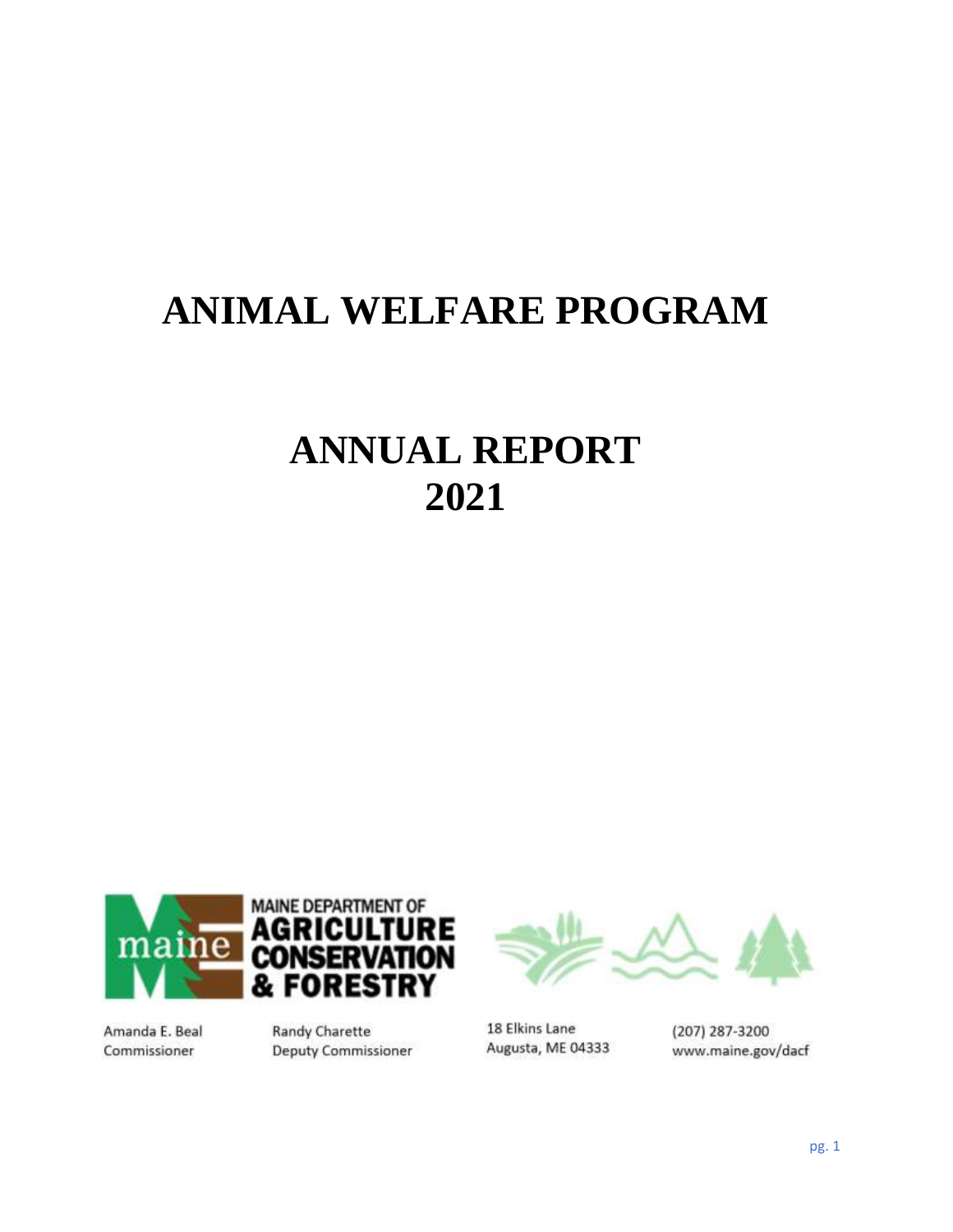# ANIMAL WELFARE PROGRAM

# ANNUAL REPORT 2021

MAINE DEPARTMENT OF AGRICULTURE CONSERVATION & FORESTRY

Amanda E. Beal
Commissioner

Randy Charette
Deputy Commissioner

18 Elkins Lane
Augusta, ME 04333

(207) 287-3200
www.maine.gov/dacf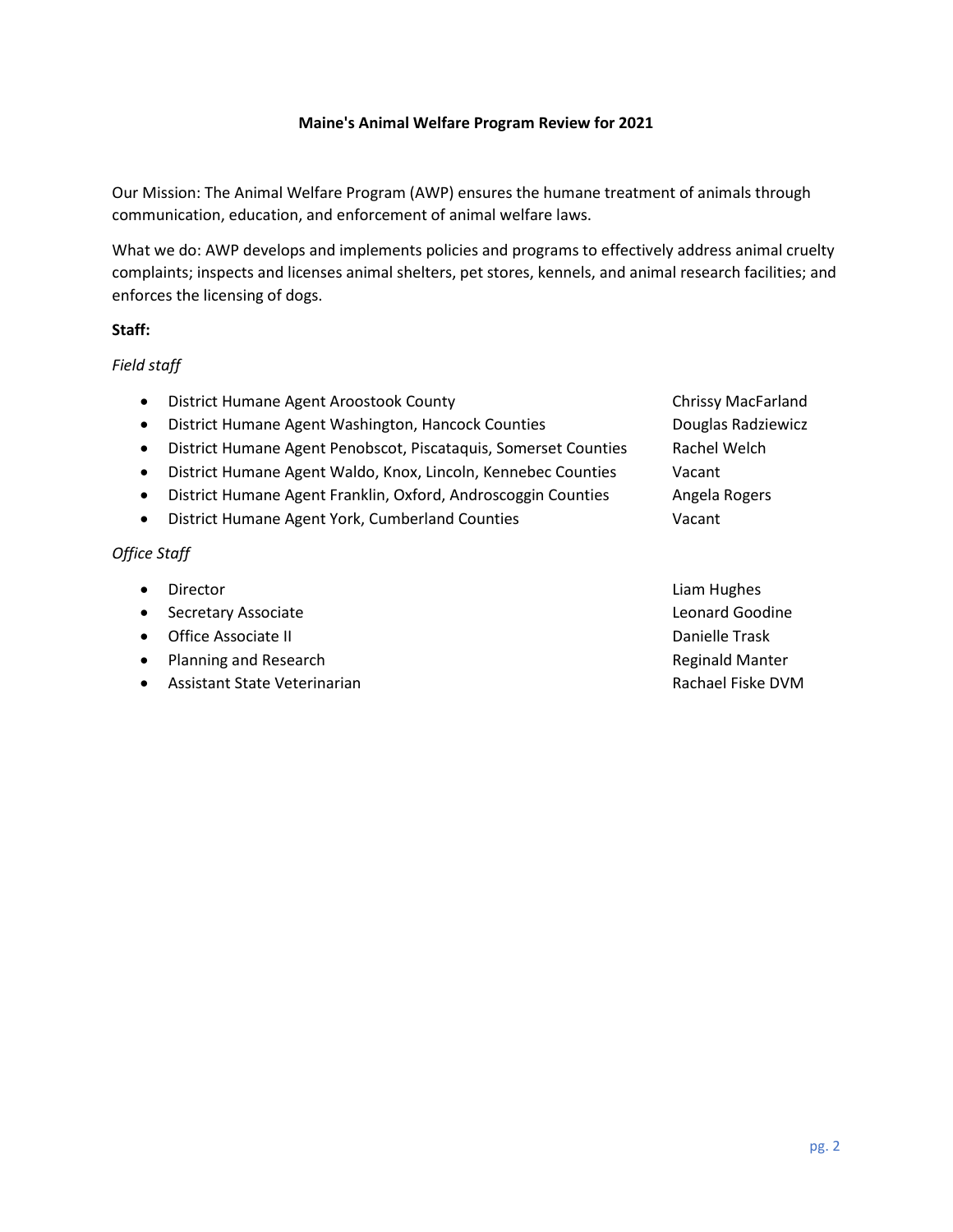**Maine's Animal Welfare Program Review for 2021**

Our Mission: The Animal Welfare Program (AWP) ensures the humane treatment of animals through communication, education, and enforcement of animal welfare laws.

What we do: AWP develops and implements policies and programs to effectively address animal cruelty complaints; inspects and licenses animal shelters, pet stores, kennels, and animal research facilities; and enforces the licensing of dogs.

**Staff:**

*Field staff*

- District Humane Agent Aroostook County — Chrissy MacFarland
- District Humane Agent Washington, Hancock Counties — Douglas Radziewicz
- District Humane Agent Penobscot, Piscataquis, Somerset Counties — Rachel Welch
- District Humane Agent Waldo, Knox, Lincoln, Kennebec Counties — Vacant
- District Humane Agent Franklin, Oxford, Androscoggin Counties — Angela Rogers
- District Humane Agent York, Cumberland Counties — Vacant

*Office Staff*

- Director — Liam Hughes
- Secretary Associate — Leonard Goodine
- Office Associate II — Danielle Trask
- Planning and Research — Reginald Manter
- Assistant State Veterinarian — Rachael Fiske DVM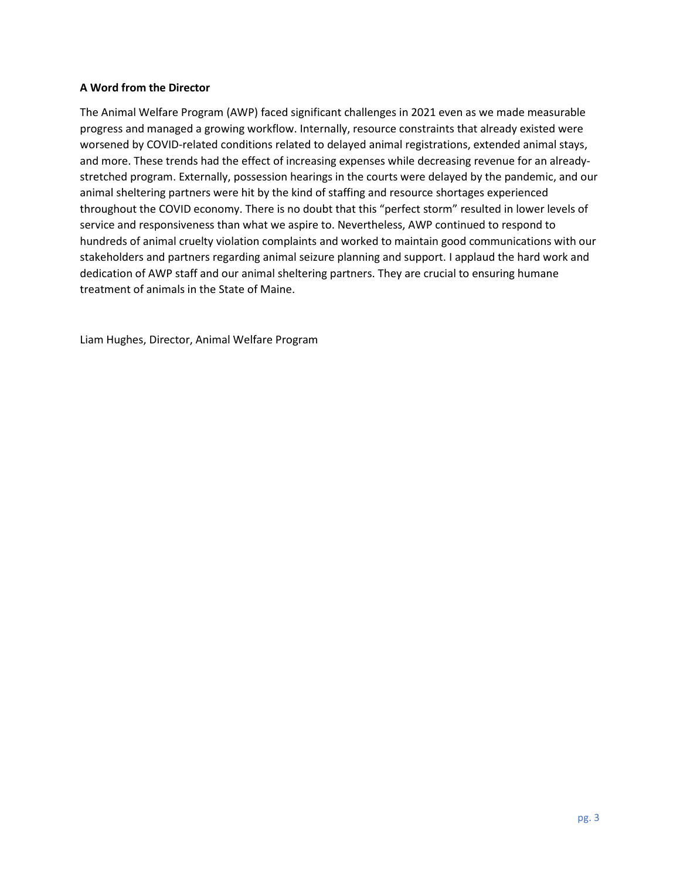**A Word from the Director**

The Animal Welfare Program (AWP) faced significant challenges in 2021 even as we made measurable progress and managed a growing workflow. Internally, resource constraints that already existed were worsened by COVID-related conditions related to delayed animal registrations, extended animal stays, and more. These trends had the effect of increasing expenses while decreasing revenue for an already-stretched program. Externally, possession hearings in the courts were delayed by the pandemic, and our animal sheltering partners were hit by the kind of staffing and resource shortages experienced throughout the COVID economy. There is no doubt that this "perfect storm" resulted in lower levels of service and responsiveness than what we aspire to. Nevertheless, AWP continued to respond to hundreds of animal cruelty violation complaints and worked to maintain good communications with our stakeholders and partners regarding animal seizure planning and support. I applaud the hard work and dedication of AWP staff and our animal sheltering partners. They are crucial to ensuring humane treatment of animals in the State of Maine.

Liam Hughes, Director, Animal Welfare Program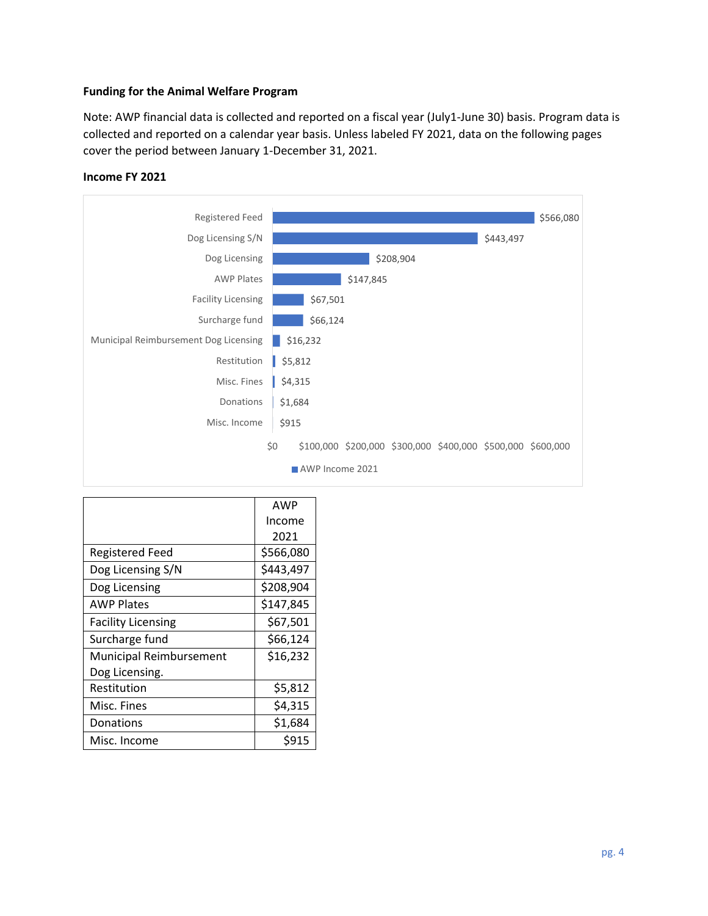**Funding for the Animal Welfare Program**

Note: AWP financial data is collected and reported on a fiscal year (July1-June 30) basis. Program data is collected and reported on a calendar year basis. Unless labeled FY 2021, data on the following pages cover the period between January 1-December 31, 2021.

**Income FY 2021**

| | AWP Income 2021 |
|---|---|
| Registered Feed | $566,080 |
| Dog Licensing S/N | $443,497 |
| Dog Licensing | $208,904 |
| AWP Plates | $147,845 |
| Facility Licensing | $67,501 |
| Surcharge fund | $66,124 |
| Municipal Reimbursement Dog Licensing. | $16,232 |
| Restitution | $5,812 |
| Misc. Fines | $4,315 |
| Donations | $1,684 |
| Misc. Income | $915 |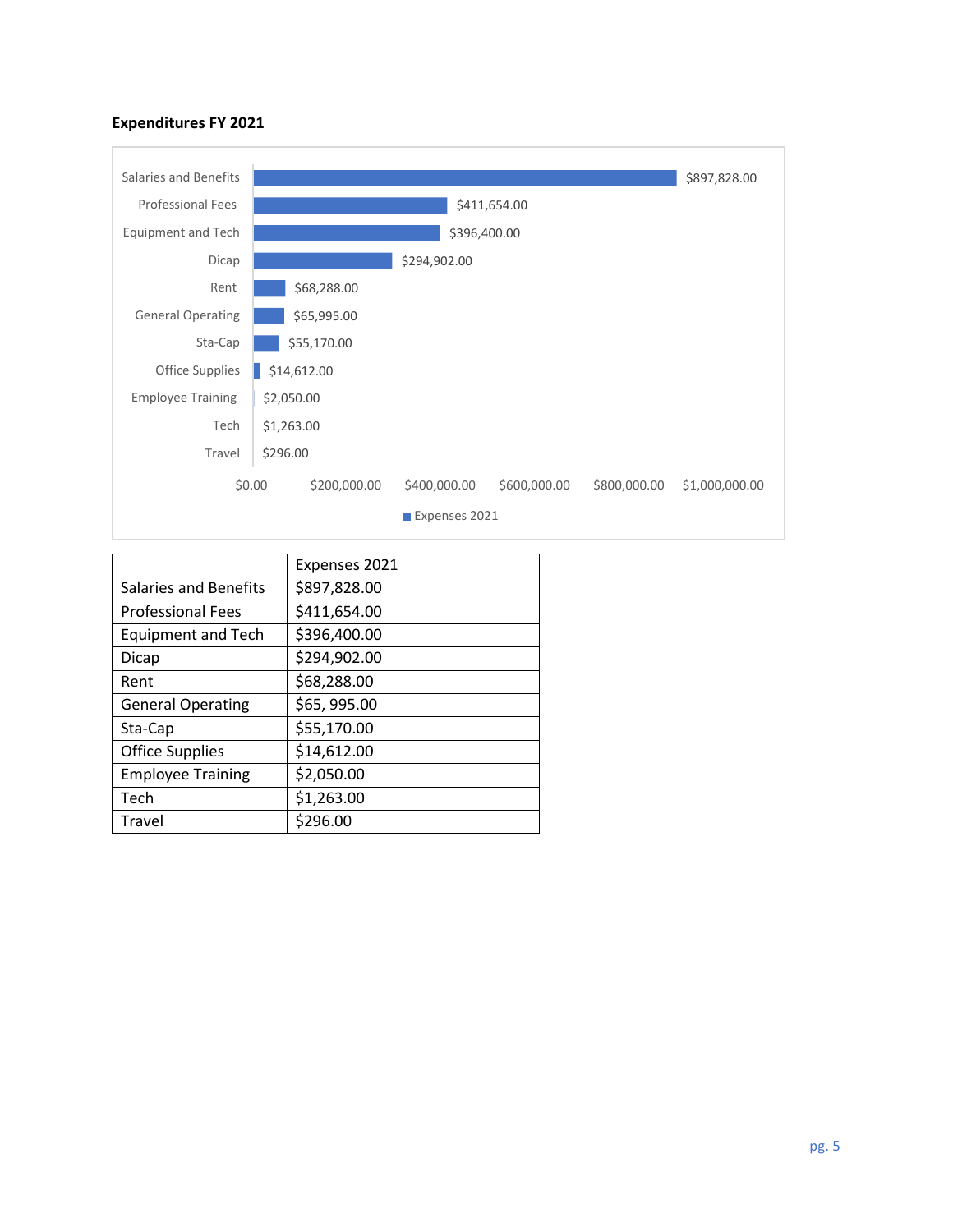**Expenditures FY 2021**

| | Expenses 2021 |
|---|---|
| Salaries and Benefits | $897,828.00 |
| Professional Fees | $411,654.00 |
| Equipment and Tech | $396,400.00 |
| Dicap | $294,902.00 |
| Rent | $68,288.00 |
| General Operating | $65, 995.00 |
| Sta-Cap | $55,170.00 |
| Office Supplies | $14,612.00 |
| Employee Training | $2,050.00 |
| Tech | $1,263.00 |
| Travel | $296.00 |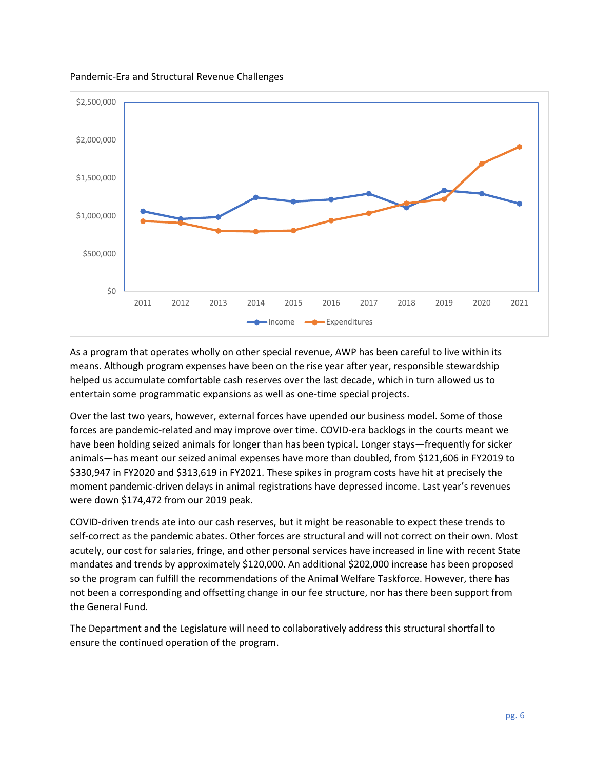Pandemic-Era and Structural Revenue Challenges

As a program that operates wholly on other special revenue, AWP has been careful to live within its means. Although program expenses have been on the rise year after year, responsible stewardship helped us accumulate comfortable cash reserves over the last decade, which in turn allowed us to entertain some programmatic expansions as well as one-time special projects.

Over the last two years, however, external forces have upended our business model. Some of those forces are pandemic-related and may improve over time. COVID-era backlogs in the courts meant we have been holding seized animals for longer than has been typical. Longer stays—frequently for sicker animals—has meant our seized animal expenses have more than doubled, from $121,606 in FY2019 to $330,947 in FY2020 and $313,619 in FY2021. These spikes in program costs have hit at precisely the moment pandemic-driven delays in animal registrations have depressed income. Last year's revenues were down $174,472 from our 2019 peak.

COVID-driven trends ate into our cash reserves, but it might be reasonable to expect these trends to self-correct as the pandemic abates. Other forces are structural and will not correct on their own. Most acutely, our cost for salaries, fringe, and other personal services have increased in line with recent State mandates and trends by approximately $120,000. An additional $202,000 increase has been proposed so the program can fulfill the recommendations of the Animal Welfare Taskforce. However, there has not been a corresponding and offsetting change in our fee structure, nor has there been support from the General Fund.

The Department and the Legislature will need to collaboratively address this structural shortfall to ensure the continued operation of the program.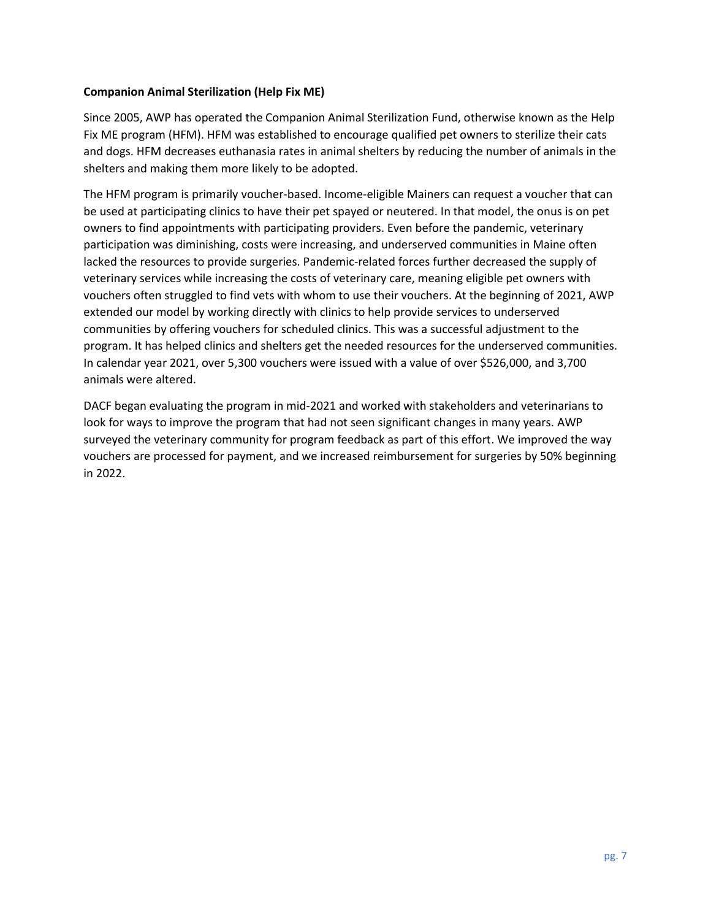**Companion Animal Sterilization (Help Fix ME)**

Since 2005, AWP has operated the Companion Animal Sterilization Fund, otherwise known as the Help Fix ME program (HFM). HFM was established to encourage qualified pet owners to sterilize their cats and dogs. HFM decreases euthanasia rates in animal shelters by reducing the number of animals in the shelters and making them more likely to be adopted.

The HFM program is primarily voucher-based. Income-eligible Mainers can request a voucher that can be used at participating clinics to have their pet spayed or neutered. In that model, the onus is on pet owners to find appointments with participating providers. Even before the pandemic, veterinary participation was diminishing, costs were increasing, and underserved communities in Maine often lacked the resources to provide surgeries. Pandemic-related forces further decreased the supply of veterinary services while increasing the costs of veterinary care, meaning eligible pet owners with vouchers often struggled to find vets with whom to use their vouchers. At the beginning of 2021, AWP extended our model by working directly with clinics to help provide services to underserved communities by offering vouchers for scheduled clinics. This was a successful adjustment to the program. It has helped clinics and shelters get the needed resources for the underserved communities. In calendar year 2021, over 5,300 vouchers were issued with a value of over $526,000, and 3,700 animals were altered.

DACF began evaluating the program in mid-2021 and worked with stakeholders and veterinarians to look for ways to improve the program that had not seen significant changes in many years. AWP surveyed the veterinary community for program feedback as part of this effort. We improved the way vouchers are processed for payment, and we increased reimbursement for surgeries by 50% beginning in 2022.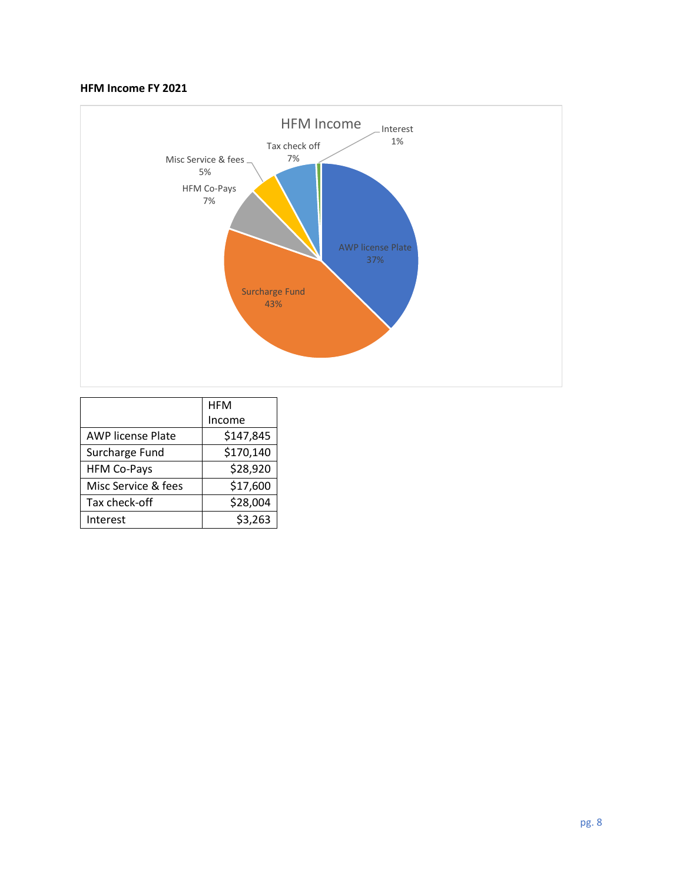**HFM Income FY 2021**

| | HFM Income |
|---|---|
| AWP license Plate | $147,845 |
| Surcharge Fund | $170,140 |
| HFM Co-Pays | $28,920 |
| Misc Service & fees | $17,600 |
| Tax check-off | $28,004 |
| Interest | $3,263 |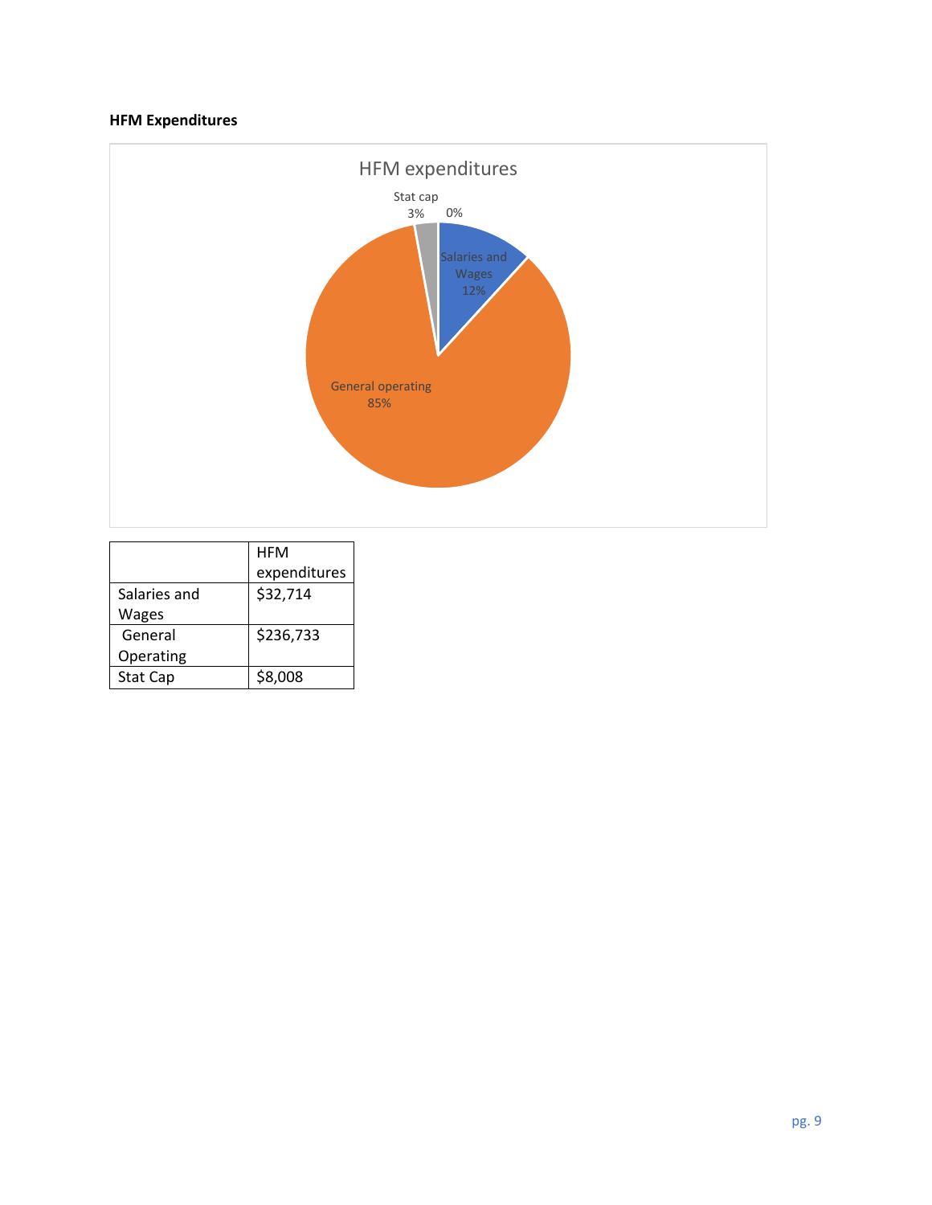**HFM Expenditures**

| | HFM expenditures |
|---|---|
| Salaries and Wages | $32,714 |
| General Operating | $236,733 |
| Stat Cap | $8,008 |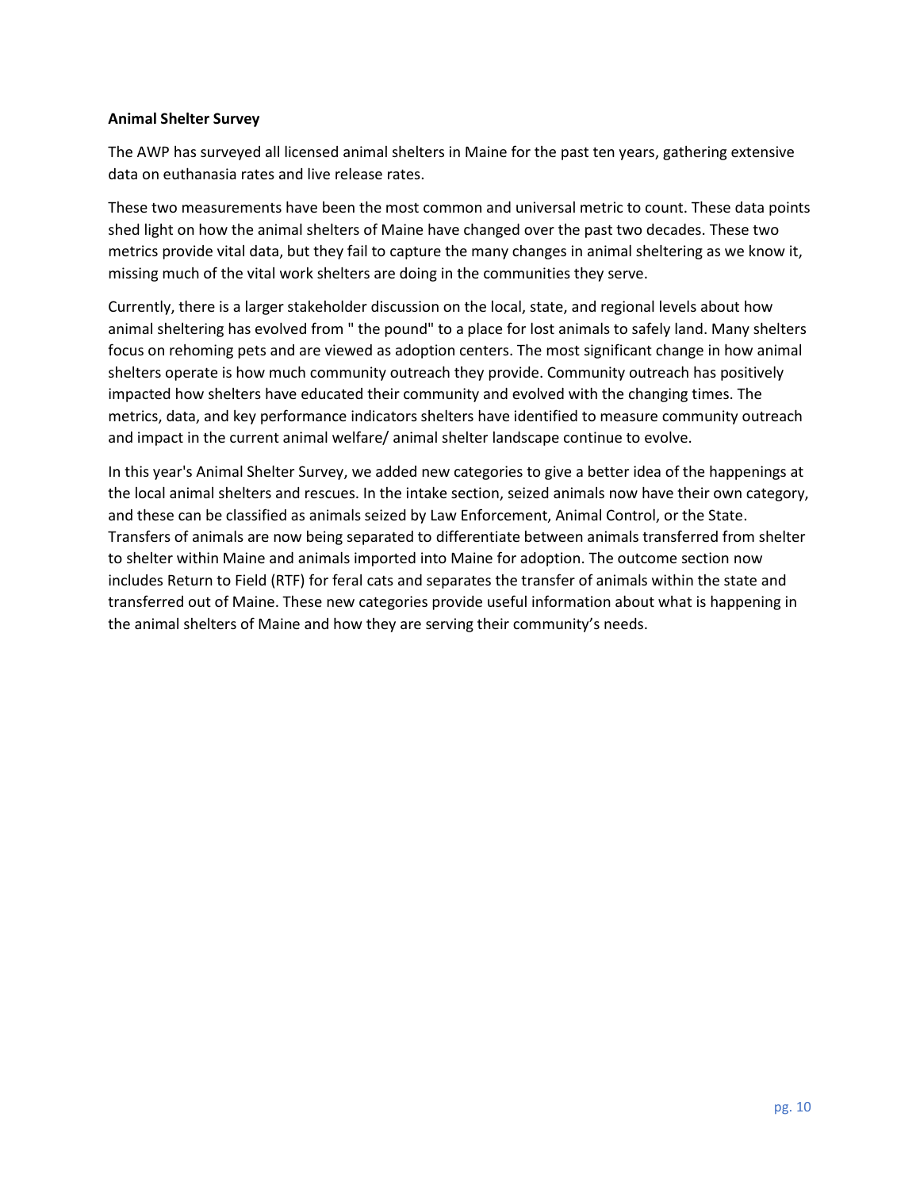**Animal Shelter Survey**

The AWP has surveyed all licensed animal shelters in Maine for the past ten years, gathering extensive data on euthanasia rates and live release rates.

These two measurements have been the most common and universal metric to count. These data points shed light on how the animal shelters of Maine have changed over the past two decades. These two metrics provide vital data, but they fail to capture the many changes in animal sheltering as we know it, missing much of the vital work shelters are doing in the communities they serve.

Currently, there is a larger stakeholder discussion on the local, state, and regional levels about how animal sheltering has evolved from " the pound" to a place for lost animals to safely land. Many shelters focus on rehoming pets and are viewed as adoption centers. The most significant change in how animal shelters operate is how much community outreach they provide. Community outreach has positively impacted how shelters have educated their community and evolved with the changing times. The metrics, data, and key performance indicators shelters have identified to measure community outreach and impact in the current animal welfare/ animal shelter landscape continue to evolve.

In this year's Animal Shelter Survey, we added new categories to give a better idea of the happenings at the local animal shelters and rescues. In the intake section, seized animals now have their own category, and these can be classified as animals seized by Law Enforcement, Animal Control, or the State. Transfers of animals are now being separated to differentiate between animals transferred from shelter to shelter within Maine and animals imported into Maine for adoption. The outcome section now includes Return to Field (RTF) for feral cats and separates the transfer of animals within the state and transferred out of Maine. These new categories provide useful information about what is happening in the animal shelters of Maine and how they are serving their community's needs.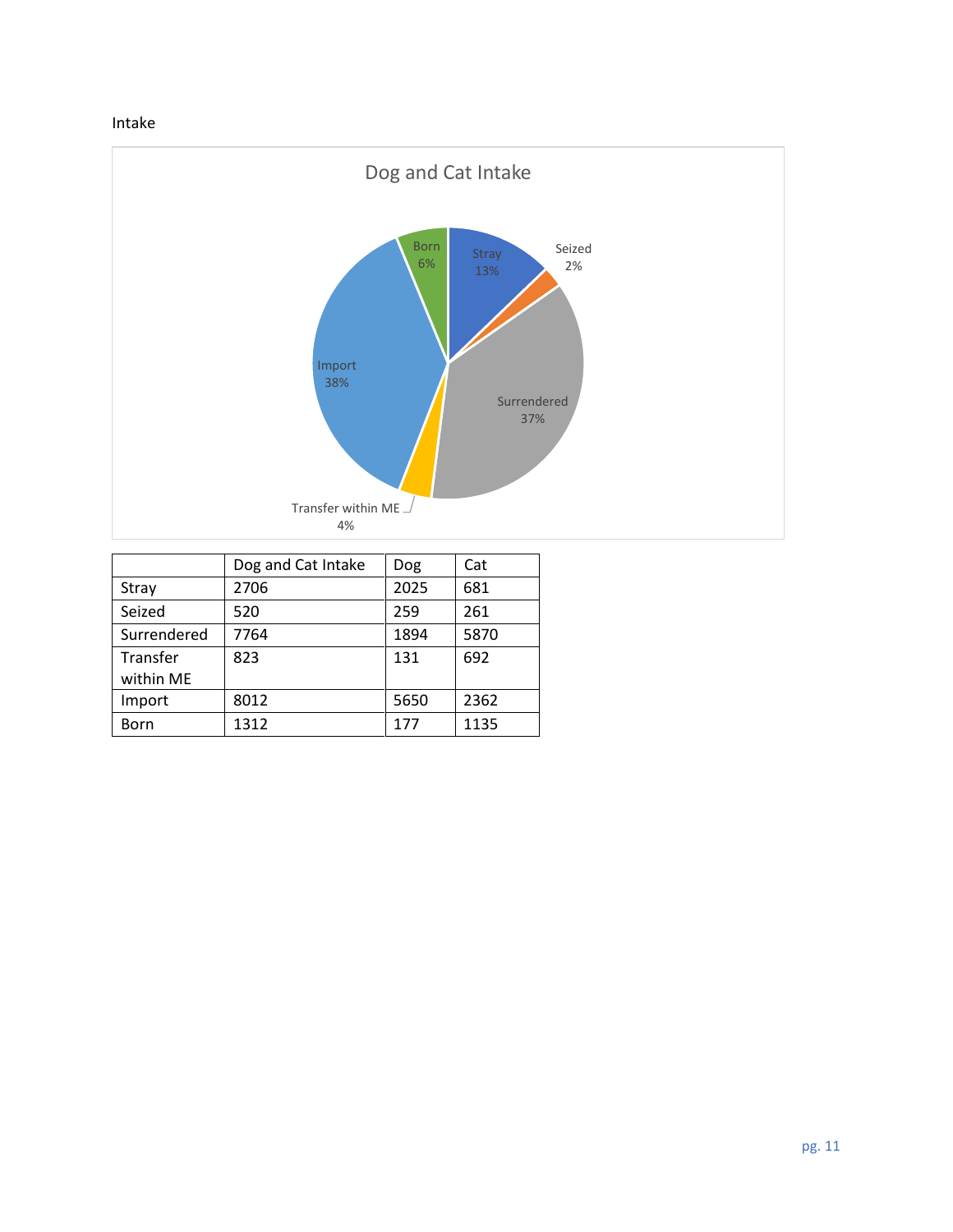Intake

Dog and Cat Intake

Born 6%, Stray 13%, Seized 2%, Surrendered 37%, Transfer within ME 4%, Import 38%

| | Dog and Cat Intake | Dog | Cat |
|---|---|---|---|
| Stray | 2706 | 2025 | 681 |
| Seized | 520 | 259 | 261 |
| Surrendered | 7764 | 1894 | 5870 |
| Transfer within ME | 823 | 131 | 692 |
| Import | 8012 | 5650 | 2362 |
| Born | 1312 | 177 | 1135 |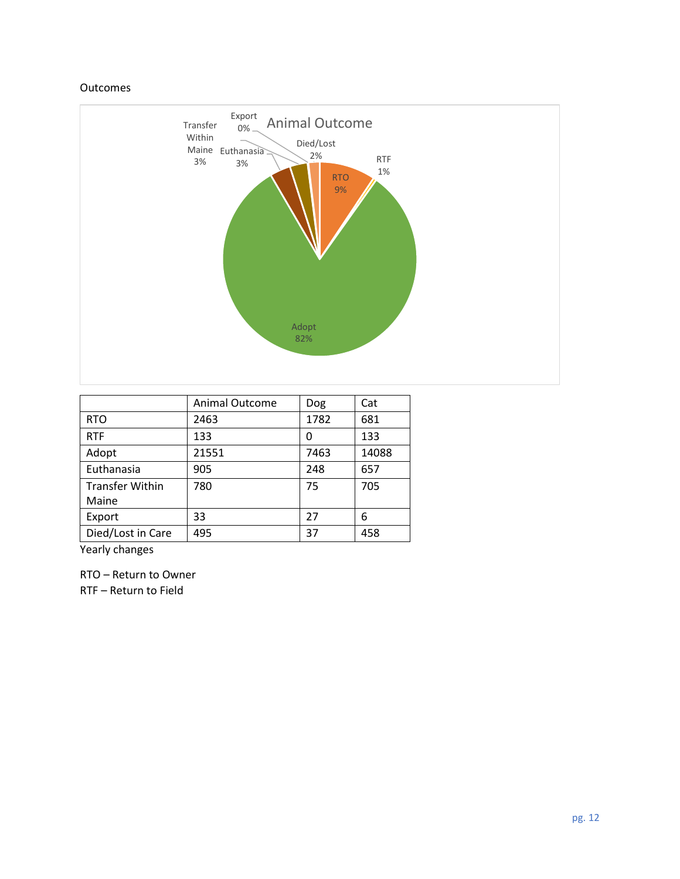Outcomes

| | Animal Outcome | Dog | Cat |
|---|---|---|---|
| RTO | 2463 | 1782 | 681 |
| RTF | 133 | 0 | 133 |
| Adopt | 21551 | 7463 | 14088 |
| Euthanasia | 905 | 248 | 657 |
| Transfer Within Maine | 780 | 75 | 705 |
| Export | 33 | 27 | 6 |
| Died/Lost in Care | 495 | 37 | 458 |

Yearly changes

RTO – Return to Owner
RTF – Return to Field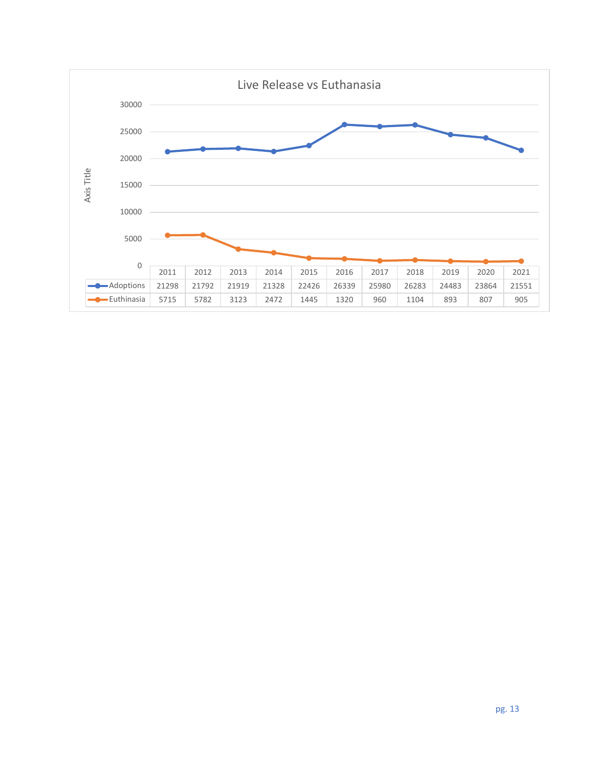**Live Release vs Euthanasia**

| | 2011 | 2012 | 2013 | 2014 | 2015 | 2016 | 2017 | 2018 | 2019 | 2020 | 2021 |
|---|---|---|---|---|---|---|---|---|---|---|---|
| Adoptions | 21298 | 21792 | 21919 | 21328 | 22426 | 26339 | 25980 | 26283 | 24483 | 23864 | 21551 |
| Euthinasia | 5715 | 5782 | 3123 | 2472 | 1445 | 1320 | 960 | 1104 | 893 | 807 | 905 |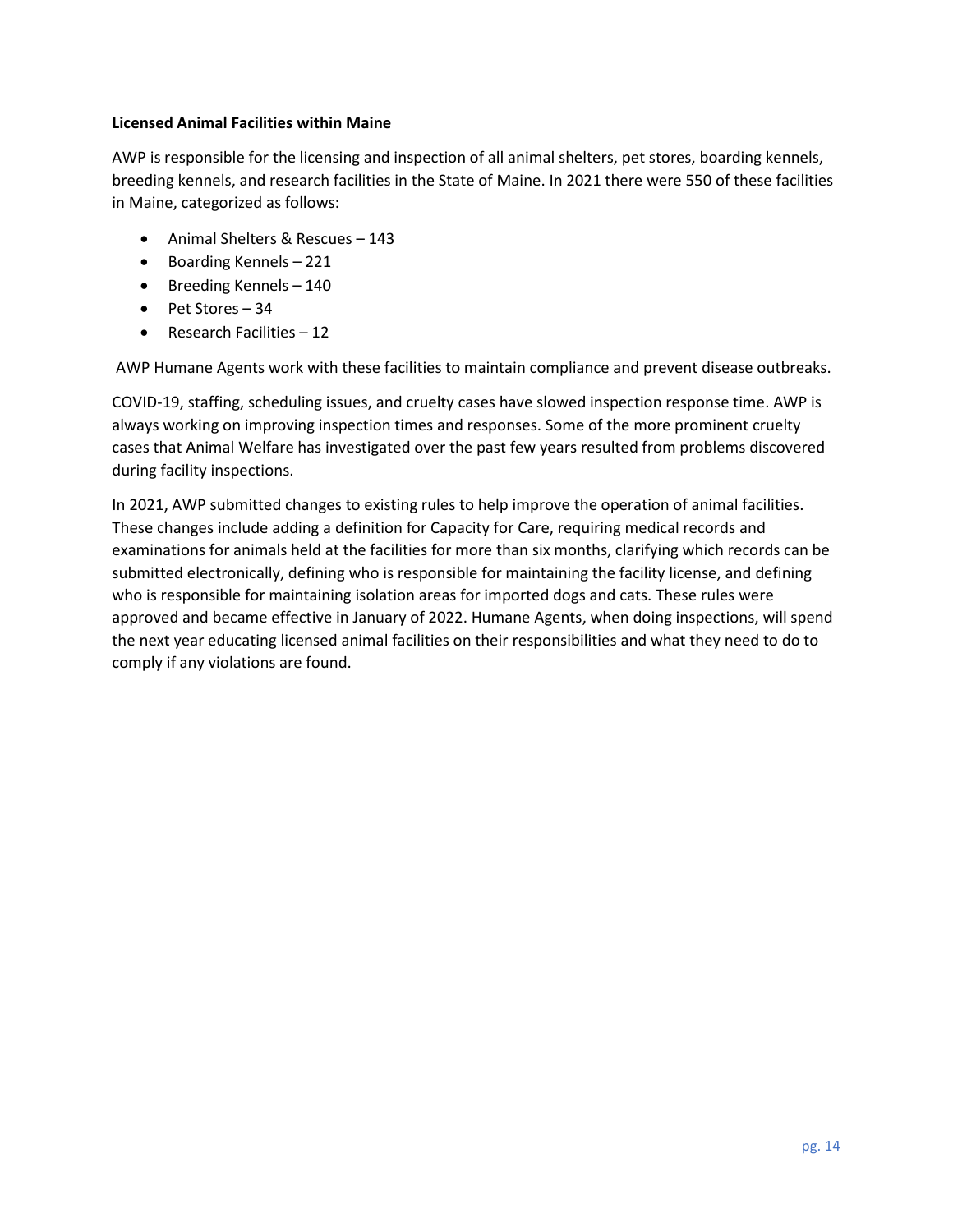**Licensed Animal Facilities within Maine**

AWP is responsible for the licensing and inspection of all animal shelters, pet stores, boarding kennels, breeding kennels, and research facilities in the State of Maine. In 2021 there were 550 of these facilities in Maine, categorized as follows:

- Animal Shelters & Rescues – 143
- Boarding Kennels – 221
- Breeding Kennels – 140
- Pet Stores – 34
- Research Facilities – 12

AWP Humane Agents work with these facilities to maintain compliance and prevent disease outbreaks.

COVID-19, staffing, scheduling issues, and cruelty cases have slowed inspection response time. AWP is always working on improving inspection times and responses. Some of the more prominent cruelty cases that Animal Welfare has investigated over the past few years resulted from problems discovered during facility inspections.

In 2021, AWP submitted changes to existing rules to help improve the operation of animal facilities. These changes include adding a definition for Capacity for Care, requiring medical records and examinations for animals held at the facilities for more than six months, clarifying which records can be submitted electronically, defining who is responsible for maintaining the facility license, and defining who is responsible for maintaining isolation areas for imported dogs and cats. These rules were approved and became effective in January of 2022. Humane Agents, when doing inspections, will spend the next year educating licensed animal facilities on their responsibilities and what they need to do to comply if any violations are found.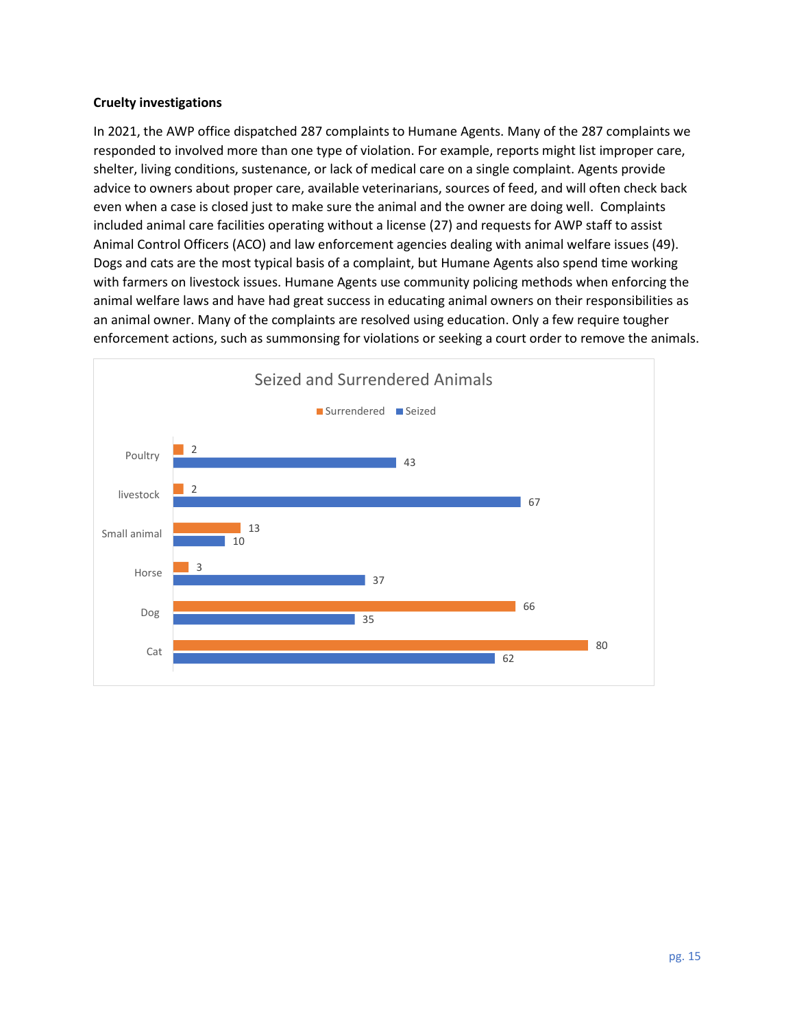**Cruelty investigations**

In 2021, the AWP office dispatched 287 complaints to Humane Agents. Many of the 287 complaints we responded to involved more than one type of violation. For example, reports might list improper care, shelter, living conditions, sustenance, or lack of medical care on a single complaint. Agents provide advice to owners about proper care, available veterinarians, sources of feed, and will often check back even when a case is closed just to make sure the animal and the owner are doing well. Complaints included animal care facilities operating without a license (27) and requests for AWP staff to assist Animal Control Officers (ACO) and law enforcement agencies dealing with animal welfare issues (49). Dogs and cats are the most typical basis of a complaint, but Humane Agents also spend time working with farmers on livestock issues. Humane Agents use community policing methods when enforcing the animal welfare laws and have had great success in educating animal owners on their responsibilities as an animal owner. Many of the complaints are resolved using education. Only a few require tougher enforcement actions, such as summonsing for violations or seeking a court order to remove the animals.

Seized and Surrendered Animals

| | Surrendered | Seized |
| --- | --- | --- |
| Poultry | 2 | 43 |
| livestock | 2 | 67 |
| Small animal | 13 | 10 |
| Horse | 3 | 37 |
| Dog | 66 | 35 |
| Cat | 80 | 62 |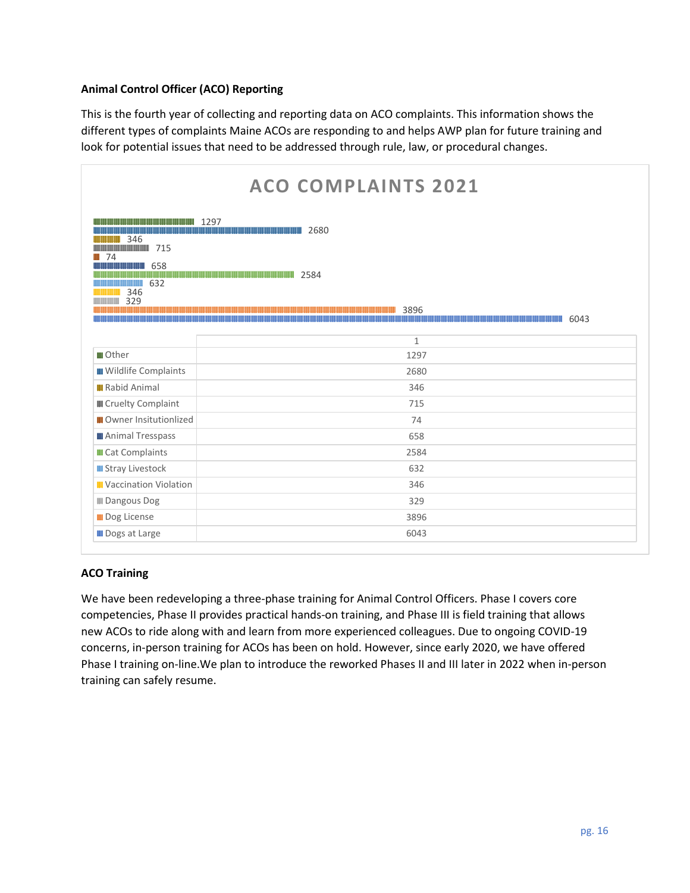### Animal Control Officer (ACO) Reporting

This is the fourth year of collecting and reporting data on ACO complaints. This information shows the different types of complaints Maine ACOs are responding to and helps AWP plan for future training and look for potential issues that need to be addressed through rule, law, or procedural changes.

**ACO COMPLAINTS 2021**

| | 1 |
|---|---|
| Other | 1297 |
| Wildlife Complaints | 2680 |
| Rabid Animal | 346 |
| Cruelty Complaint | 715 |
| Owner Insitutionlized | 74 |
| Animal Tresspass | 658 |
| Cat Complaints | 2584 |
| Stray Livestock | 632 |
| Vaccination Violation | 346 |
| Dangous Dog | 329 |
| Dog License | 3896 |
| Dogs at Large | 6043 |

### ACO Training

We have been redeveloping a three-phase training for Animal Control Officers. Phase I covers core competencies, Phase II provides practical hands-on training, and Phase III is field training that allows new ACOs to ride along with and learn from more experienced colleagues. Due to ongoing COVID-19 concerns, in-person training for ACOs has been on hold. However, since early 2020, we have offered Phase I training on-line.We plan to introduce the reworked Phases II and III later in 2022 when in-person training can safely resume.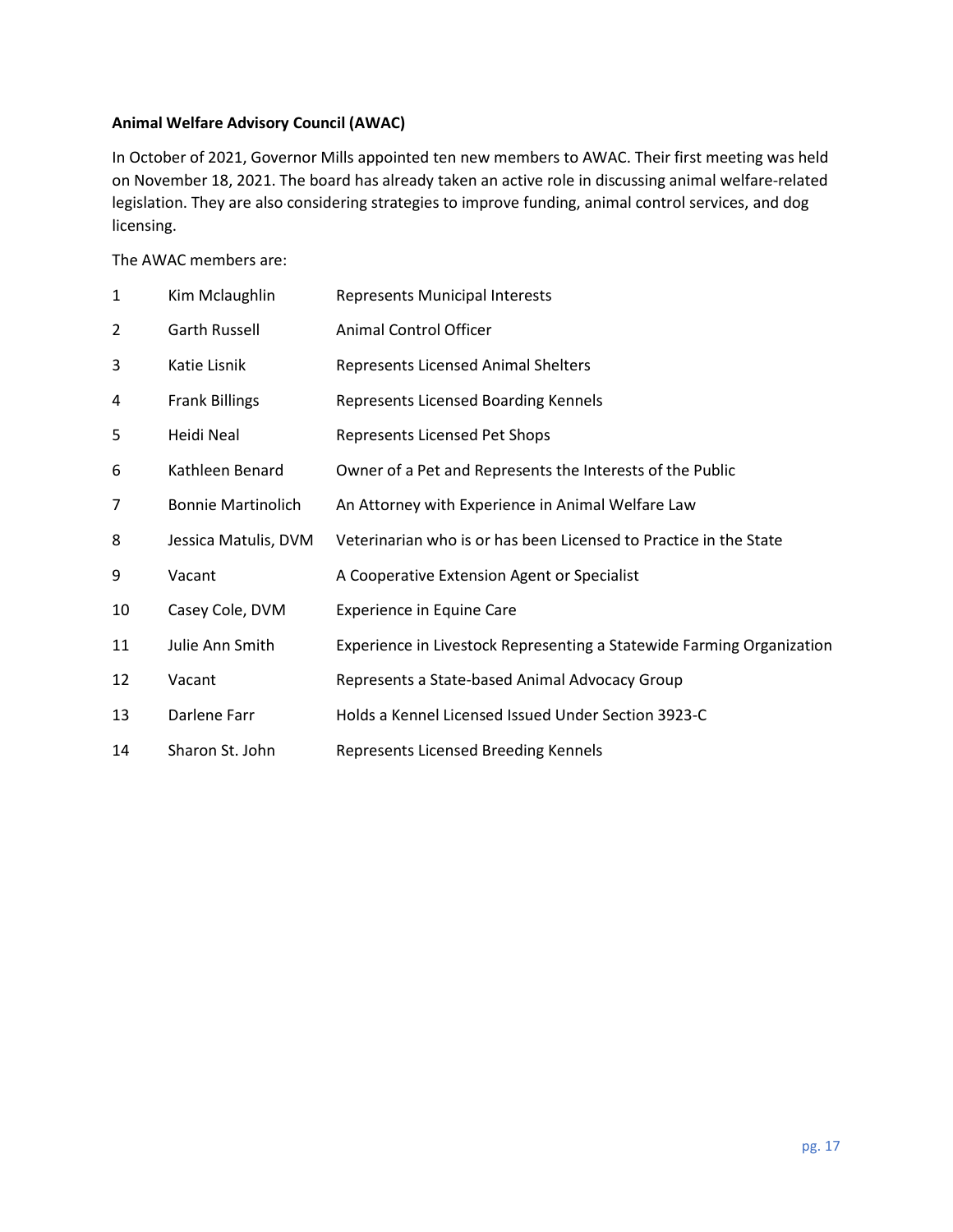**Animal Welfare Advisory Council (AWAC)**

In October of 2021, Governor Mills appointed ten new members to AWAC. Their first meeting was held on November 18, 2021. The board has already taken an active role in discussing animal welfare-related legislation. They are also considering strategies to improve funding, animal control services, and dog licensing.

The AWAC members are:

| | | |
|---|---|---|
| 1 | Kim Mclaughlin | Represents Municipal Interests |
| 2 | Garth Russell | Animal Control Officer |
| 3 | Katie Lisnik | Represents Licensed Animal Shelters |
| 4 | Frank Billings | Represents Licensed Boarding Kennels |
| 5 | Heidi Neal | Represents Licensed Pet Shops |
| 6 | Kathleen Benard | Owner of a Pet and Represents the Interests of the Public |
| 7 | Bonnie Martinolich | An Attorney with Experience in Animal Welfare Law |
| 8 | Jessica Matulis, DVM | Veterinarian who is or has been Licensed to Practice in the State |
| 9 | Vacant | A Cooperative Extension Agent or Specialist |
| 10 | Casey Cole, DVM | Experience in Equine Care |
| 11 | Julie Ann Smith | Experience in Livestock Representing a Statewide Farming Organization |
| 12 | Vacant | Represents a State-based Animal Advocacy Group |
| 13 | Darlene Farr | Holds a Kennel Licensed Issued Under Section 3923-C |
| 14 | Sharon St. John | Represents Licensed Breeding Kennels |